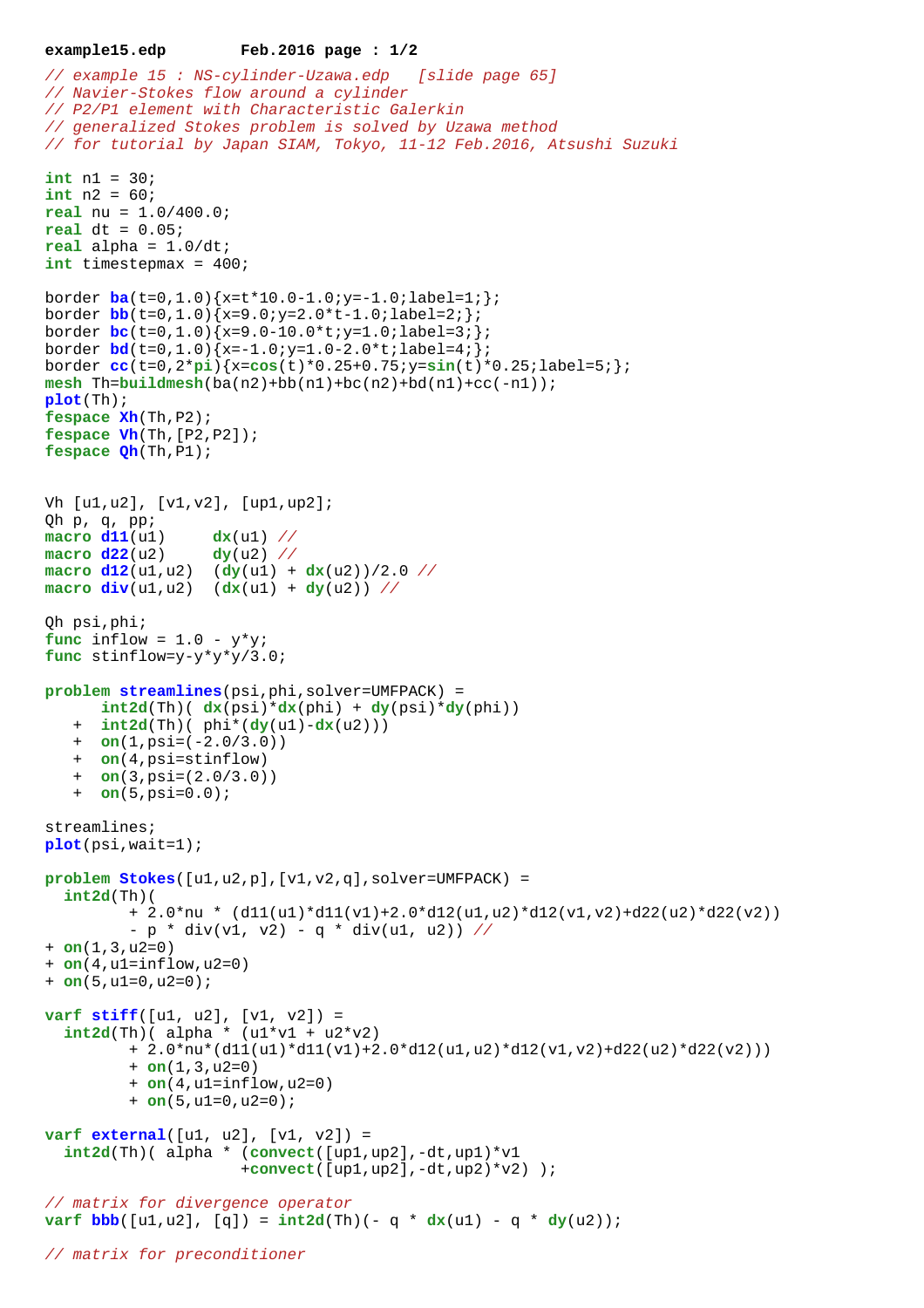```
// example 15 : NS-cylinder-Uzawa.edp   [slide page 65]
// Navier-Stokes flow around a cylinder
// P2/P1 element with Characteristic Galerkin
// generalized Stokes problem is solved by Uzawa method
// for tutorial by Japan SIAM, Tokyo, 11-12 Feb.2016, Atsushi Suzuki

int n1 = 30;
int n2 = 60;
real nu = 1.0/400.0;
real dt = 0.05;
real alpha = 1.0/dt;
int timestepmax = 400;

border ba(t=0,1.0){x=t*10.0-1.0;y=-1.0;label=1;};
border bb(t=0,1.0){x=9.0;y=2.0*t-1.0;label=2;};
border bc(t=0,1.0){x=9.0-10.0*t;y=1.0;label=3;};
border bd(t=0,1.0){x=-1.0;y=1.0-2.0*t;label=4;};
border cc(t=0,2*pi){x=cos(t)*0.25+0.75;y=sin(t)*0.25;label=5;};
mesh Th=buildmesh(ba(n2)+bb(n1)+bc(n2)+bd(n1)+cc(-n1));
plot(Th);
fespace Xh(Th,P2);
fespace Vh(Th,[P2,P2]);
fespace Qh(Th,P1);


Vh [u1,u2], [v1,v2], [up1,up2];
Qh p, q, pp;
macro d11(u1)     dx(u1) //
macro d22(u2)     dy(u2) //
macro d12(u1,u2)  (dy(u1) + dx(u2))/2.0 //
macro div(u1,u2)  (dx(u1) + dy(u2)) //

Qh psi,phi;
func inflow = 1.0 - y*y;
func stinflow=y-y*y*y/3.0;

problem streamlines(psi,phi,solver=UMFPACK) =
      int2d(Th)( dx(psi)*dx(phi) + dy(psi)*dy(phi))
   +  int2d(Th)( phi*(dy(u1)-dx(u2)))
   +  on(1,psi=(-2.0/3.0))
   +  on(4,psi=stinflow)
   +  on(3,psi=(2.0/3.0))
   +  on(5,psi=0.0);

streamlines;
plot(psi,wait=1);

problem Stokes([u1,u2,p],[v1,v2,q],solver=UMFPACK) =
  int2d(Th)(
        + 2.0*nu * (d11(u1)*d11(v1)+2.0*d12(u1,u2)*d12(v1,v2)+d22(u2)*d22(v2))
        - p * div(v1, v2) - q * div(u1, u2)) //
+ on(1,3,u2=0)
+ on(4,u1=inflow,u2=0)
+ on(5,u1=0,u2=0);

varf stiff([u1, u2], [v1, v2]) =
  int2d(Th)( alpha * (u1*v1 + u2*v2)
        + 2.0*nu*(d11(u1)*d11(v1)+2.0*d12(u1,u2)*d12(v1,v2)+d22(u2)*d22(v2)))
        + on(1,3,u2=0)
        + on(4,u1=inflow,u2=0)
        + on(5,u1=0,u2=0);

varf external([u1, u2], [v1, v2]) =
  int2d(Th)( alpha * (convect([up1,up2],-dt,up1)*v1
                     +convect([up1,up2],-dt,up2)*v2) );

// matrix for divergence operator
varf bbb([u1,u2], [q]) = int2d(Th)(- q * dx(u1) - q * dy(u2));

// matrix for preconditioner
```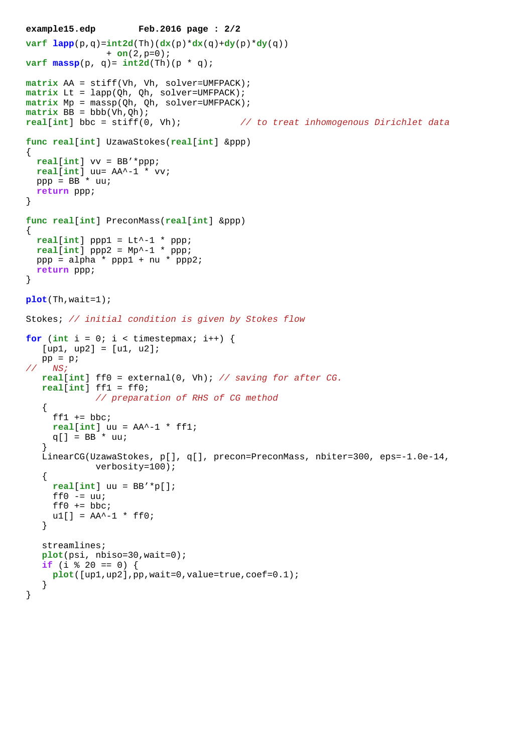```
varf lapp(p,q)=int2d(Th)(dx(p)*dx(q)+dy(p)*dy(q))
              + on(2,p=0);
varf massp(p, q)= int2d(Th)(p * q);

matrix AA = stiff(Vh, Vh, solver=UMFPACK);
matrix Lt = lapp(Qh, Qh, solver=UMFPACK);
matrix Mp = massp(Qh, Qh, solver=UMFPACK);
matrix BB = bbb(Vh,Qh);
real[int] bbc = stiff(0, Vh);           // to treat inhomogenous Dirichlet data

func real[int] UzawaStokes(real[int] &ppp)
{
  real[int] vv = BB'*ppp;
  real[int] uu= AA^-1 * vv;
  ppp = BB * uu;
  return ppp;
}

func real[int] PreconMass(real[int] &ppp)
{
  real[int] ppp1 = Lt^-1 * ppp;
  real[int] ppp2 = Mp^-1 * ppp;
  ppp = alpha * ppp1 + nu * ppp2;
  return ppp;
}

plot(Th,wait=1);

Stokes; // initial condition is given by Stokes flow

for (int i = 0; i < timestepmax; i++) {
   [up1, up2] = [u1, u2];
   pp = p;
//   NS;
   real[int] ff0 = external(0, Vh); // saving for after CG.
   real[int] ff1 = ff0;
             // preparation of RHS of CG method
   {
     ff1 += bbc;
     real[int] uu = AA^-1 * ff1;
     q[] = BB * uu;
   }
   LinearCG(UzawaStokes, p[], q[], precon=PreconMass, nbiter=300, eps=-1.0e-14,
             verbosity=100);
   {
     real[int] uu = BB'*p[];
     ff0 -= uu;
     ff0 += bbc;
     u1[] = AA^-1 * ff0;
   }

   streamlines;
   plot(psi, nbiso=30,wait=0);
   if (i % 20 == 0) {
     plot([up1,up2],pp,wait=0,value=true,coef=0.1);
   }
}
```